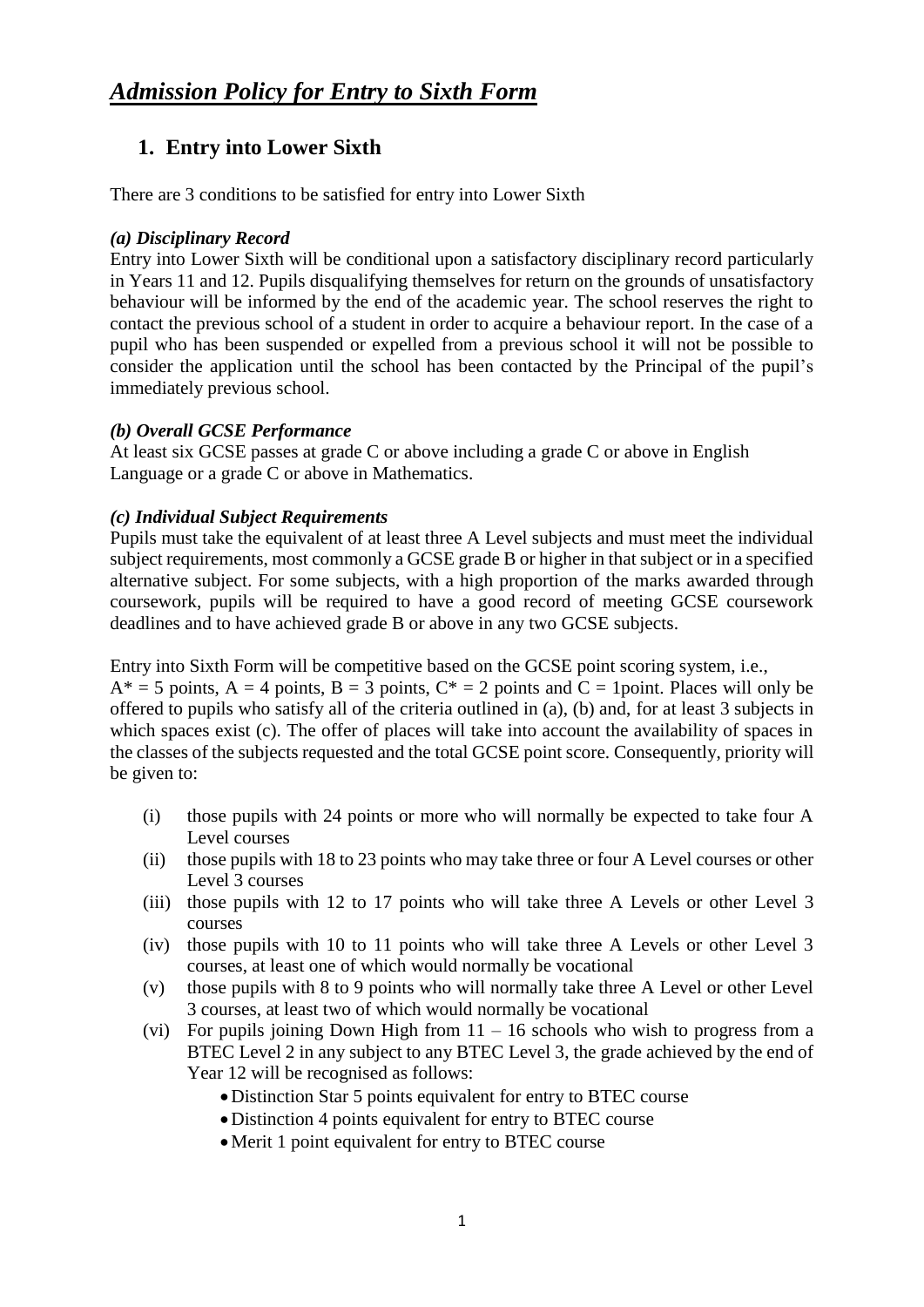# *Admission Policy for Entry to Sixth Form*

## 1. Entry into Lower Sixth

There are 3 conditions to be satisfied for entry into Lower Sixth

### *(a) Disciplinary Record*

Entry into Lower Sixth will be conditional upon a satisfactory disciplinary record particularly in Years 11 and 12. Pupils disqualifying themselves for return on the grounds of unsatisfactory behaviour will be informed by the end of the academic year. The school reserves the right to contact the previous school of a student in order to acquire a behaviour report. In the case of a pupil who has been suspended or expelled from a previous school it will not be possible to consider the application until the school has been contacted by the Principal of the pupil's immediately previous school.

### *(b) Overall GCSE Performance*

At least six GCSE passes at grade C or above including a grade C or above in English Language or a grade C or above in Mathematics.

### *(c) Individual Subject Requirements*

Pupils must take the equivalent of at least three A Level subjects and must meet the individual subject requirements, most commonly a GCSE grade B or higher in that subject or in a specified alternative subject. For some subjects, with a high proportion of the marks awarded through coursework, pupils will be required to have a good record of meeting GCSE coursework deadlines and to have achieved grade B or above in any two GCSE subjects.

Entry into Sixth Form will be competitive based on the GCSE point scoring system, i.e., A* = 5 points, A = 4 points, B = 3 points, C* = 2 points and C = 1point. Places will only be offered to pupils who satisfy all of the criteria outlined in (a), (b) and, for at least 3 subjects in which spaces exist (c). The offer of places will take into account the availability of spaces in the classes of the subjects requested and the total GCSE point score. Consequently, priority will be given to:

(i) those pupils with 24 points or more who will normally be expected to take four A Level courses

(ii) those pupils with 18 to 23 points who may take three or four A Level courses or other Level 3 courses

(iii) those pupils with 12 to 17 points who will take three A Levels or other Level 3 courses

(iv) those pupils with 10 to 11 points who will take three A Levels or other Level 3 courses, at least one of which would normally be vocational

(v) those pupils with 8 to 9 points who will normally take three A Level or other Level 3 courses, at least two of which would normally be vocational

(vi) For pupils joining Down High from 11 – 16 schools who wish to progress from a BTEC Level 2 in any subject to any BTEC Level 3, the grade achieved by the end of Year 12 will be recognised as follows:

- Distinction Star 5 points equivalent for entry to BTEC course
- Distinction 4 points equivalent for entry to BTEC course
- Merit 1 point equivalent for entry to BTEC course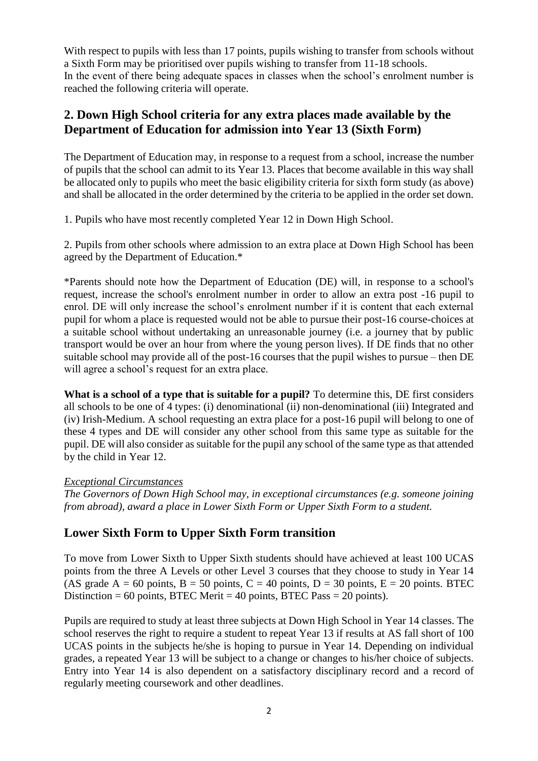With respect to pupils with less than 17 points, pupils wishing to transfer from schools without a Sixth Form may be prioritised over pupils wishing to transfer from 11-18 schools.
In the event of there being adequate spaces in classes when the school's enrolment number is reached the following criteria will operate.

## 2. Down High School criteria for any extra places made available by the Department of Education for admission into Year 13 (Sixth Form)

The Department of Education may, in response to a request from a school, increase the number of pupils that the school can admit to its Year 13. Places that become available in this way shall be allocated only to pupils who meet the basic eligibility criteria for sixth form study (as above) and shall be allocated in the order determined by the criteria to be applied in the order set down.

1. Pupils who have most recently completed Year 12 in Down High School.

2. Pupils from other schools where admission to an extra place at Down High School has been agreed by the Department of Education.*

*Parents should note how the Department of Education (DE) will, in response to a school's request, increase the school's enrolment number in order to allow an extra post -16 pupil to enrol. DE will only increase the school's enrolment number if it is content that each external pupil for whom a place is requested would not be able to pursue their post-16 course-choices at a suitable school without undertaking an unreasonable journey (i.e. a journey that by public transport would be over an hour from where the young person lives). If DE finds that no other suitable school may provide all of the post-16 courses that the pupil wishes to pursue – then DE will agree a school's request for an extra place.

**What is a school of a type that is suitable for a pupil?** To determine this, DE first considers all schools to be one of 4 types: (i) denominational (ii) non-denominational (iii) Integrated and (iv) Irish-Medium. A school requesting an extra place for a post-16 pupil will belong to one of these 4 types and DE will consider any other school from this same type as suitable for the pupil. DE will also consider as suitable for the pupil any school of the same type as that attended by the child in Year 12.

*Exceptional Circumstances*

*The Governors of Down High School may, in exceptional circumstances (e.g. someone joining from abroad), award a place in Lower Sixth Form or Upper Sixth Form to a student.*

## Lower Sixth Form to Upper Sixth Form transition

To move from Lower Sixth to Upper Sixth students should have achieved at least 100 UCAS points from the three A Levels or other Level 3 courses that they choose to study in Year 14 (AS grade A = 60 points, B = 50 points, C = 40 points, D = 30 points, E = 20 points. BTEC Distinction = 60 points, BTEC Merit = 40 points, BTEC Pass = 20 points).

Pupils are required to study at least three subjects at Down High School in Year 14 classes. The school reserves the right to require a student to repeat Year 13 if results at AS fall short of 100 UCAS points in the subjects he/she is hoping to pursue in Year 14. Depending on individual grades, a repeated Year 13 will be subject to a change or changes to his/her choice of subjects. Entry into Year 14 is also dependent on a satisfactory disciplinary record and a record of regularly meeting coursework and other deadlines.